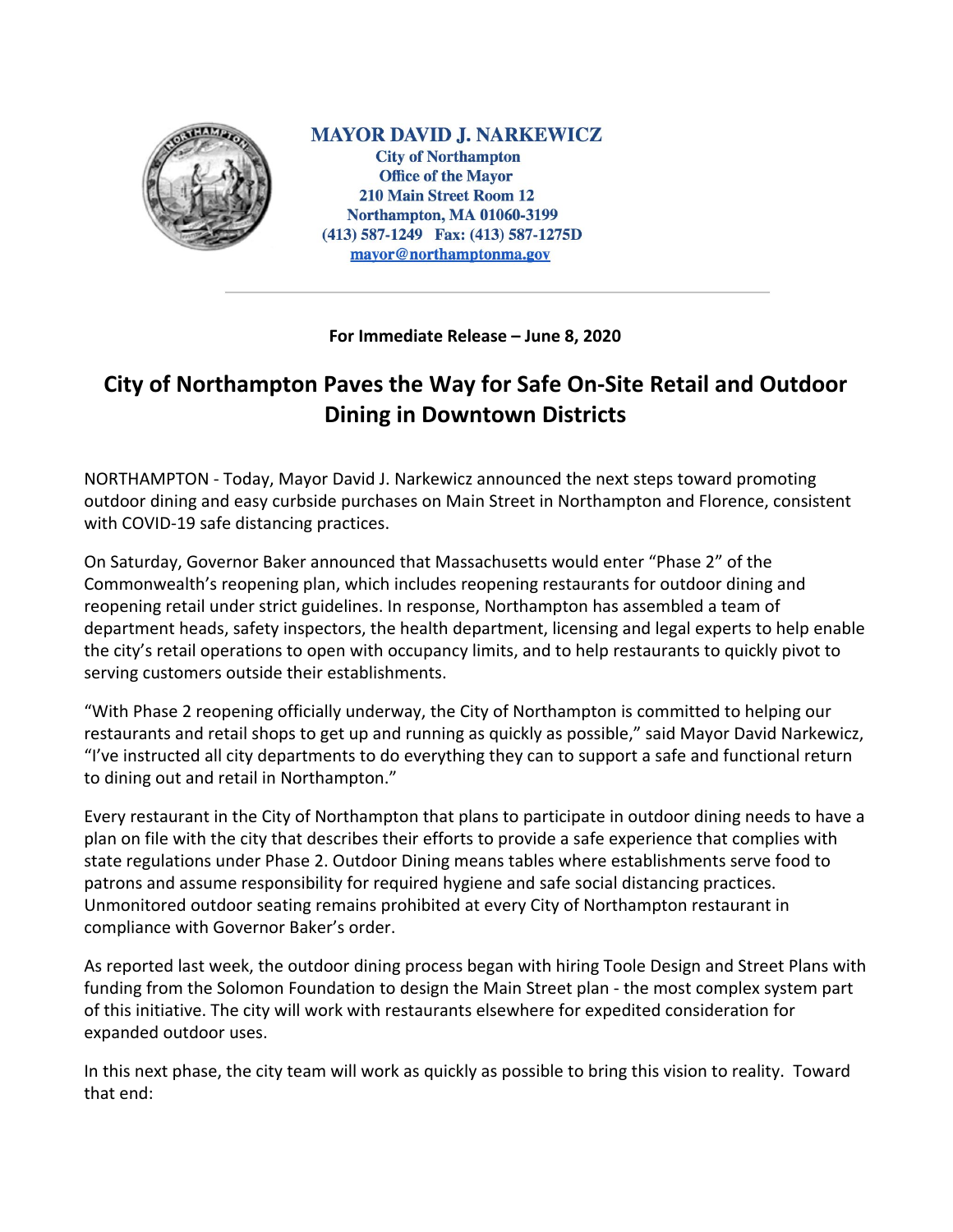**MAYOR DAVID J. NARKEWICZ**
**City of Northampton**
**Office of the Mayor**
**210 Main Street Room 12**
**Northampton, MA 01060-3199**
**(413) 587-1249 Fax: (413) 587-1275D**
**mayor@northamptonma.gov**

---

**For Immediate Release – June 8, 2020**

# City of Northampton Paves the Way for Safe On-Site Retail and Outdoor Dining in Downtown Districts

NORTHAMPTON - Today, Mayor David J. Narkewicz announced the next steps toward promoting outdoor dining and easy curbside purchases on Main Street in Northampton and Florence, consistent with COVID-19 safe distancing practices.

On Saturday, Governor Baker announced that Massachusetts would enter "Phase 2" of the Commonwealth's reopening plan, which includes reopening restaurants for outdoor dining and reopening retail under strict guidelines. In response, Northampton has assembled a team of department heads, safety inspectors, the health department, licensing and legal experts to help enable the city's retail operations to open with occupancy limits, and to help restaurants to quickly pivot to serving customers outside their establishments.

"With Phase 2 reopening officially underway, the City of Northampton is committed to helping our restaurants and retail shops to get up and running as quickly as possible," said Mayor David Narkewicz, "I've instructed all city departments to do everything they can to support a safe and functional return to dining out and retail in Northampton."

Every restaurant in the City of Northampton that plans to participate in outdoor dining needs to have a plan on file with the city that describes their efforts to provide a safe experience that complies with state regulations under Phase 2. Outdoor Dining means tables where establishments serve food to patrons and assume responsibility for required hygiene and safe social distancing practices. Unmonitored outdoor seating remains prohibited at every City of Northampton restaurant in compliance with Governor Baker's order.

As reported last week, the outdoor dining process began with hiring Toole Design and Street Plans with funding from the Solomon Foundation to design the Main Street plan - the most complex system part of this initiative. The city will work with restaurants elsewhere for expedited consideration for expanded outdoor uses.

In this next phase, the city team will work as quickly as possible to bring this vision to reality. Toward that end: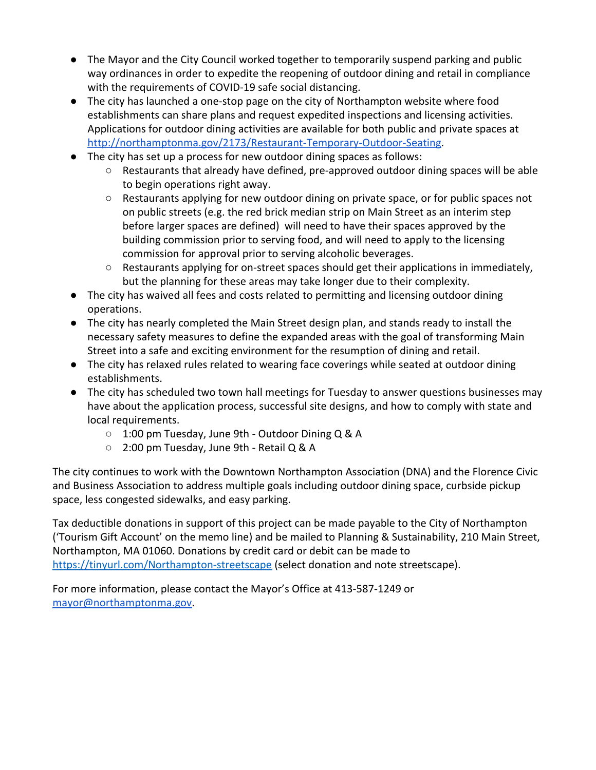- The Mayor and the City Council worked together to temporarily suspend parking and public way ordinances in order to expedite the reopening of outdoor dining and retail in compliance with the requirements of COVID-19 safe social distancing.
- The city has launched a one-stop page on the city of Northampton website where food establishments can share plans and request expedited inspections and licensing activities. Applications for outdoor dining activities are available for both public and private spaces at [http://northamptonma.gov/2173/Restaurant-Temporary-Outdoor-Seating](http://northamptonma.gov/2173/Restaurant-Temporary-Outdoor-Seating).
- The city has set up a process for new outdoor dining spaces as follows:
    - Restaurants that already have defined, pre-approved outdoor dining spaces will be able to begin operations right away.
    - Restaurants applying for new outdoor dining on private space, or for public spaces not on public streets (e.g. the red brick median strip on Main Street as an interim step before larger spaces are defined) will need to have their spaces approved by the building commission prior to serving food, and will need to apply to the licensing commission for approval prior to serving alcoholic beverages.
    - Restaurants applying for on-street spaces should get their applications in immediately, but the planning for these areas may take longer due to their complexity.
- The city has waived all fees and costs related to permitting and licensing outdoor dining operations.
- The city has nearly completed the Main Street design plan, and stands ready to install the necessary safety measures to define the expanded areas with the goal of transforming Main Street into a safe and exciting environment for the resumption of dining and retail.
- The city has relaxed rules related to wearing face coverings while seated at outdoor dining establishments.
- The city has scheduled two town hall meetings for Tuesday to answer questions businesses may have about the application process, successful site designs, and how to comply with state and local requirements.
    - 1:00 pm Tuesday, June 9th - Outdoor Dining Q & A
    - 2:00 pm Tuesday, June 9th - Retail Q & A

The city continues to work with the Downtown Northampton Association (DNA) and the Florence Civic and Business Association to address multiple goals including outdoor dining space, curbside pickup space, less congested sidewalks, and easy parking.

Tax deductible donations in support of this project can be made payable to the City of Northampton ('Tourism Gift Account' on the memo line) and be mailed to Planning & Sustainability, 210 Main Street, Northampton, MA 01060. Donations by credit card or debit can be made to [https://tinyurl.com/Northampton-streetscape](https://tinyurl.com/Northampton-streetscape) (select donation and note streetscape).

For more information, please contact the Mayor's Office at 413-587-1249 or [mayor@northamptonma.gov](mailto:mayor@northamptonma.gov).